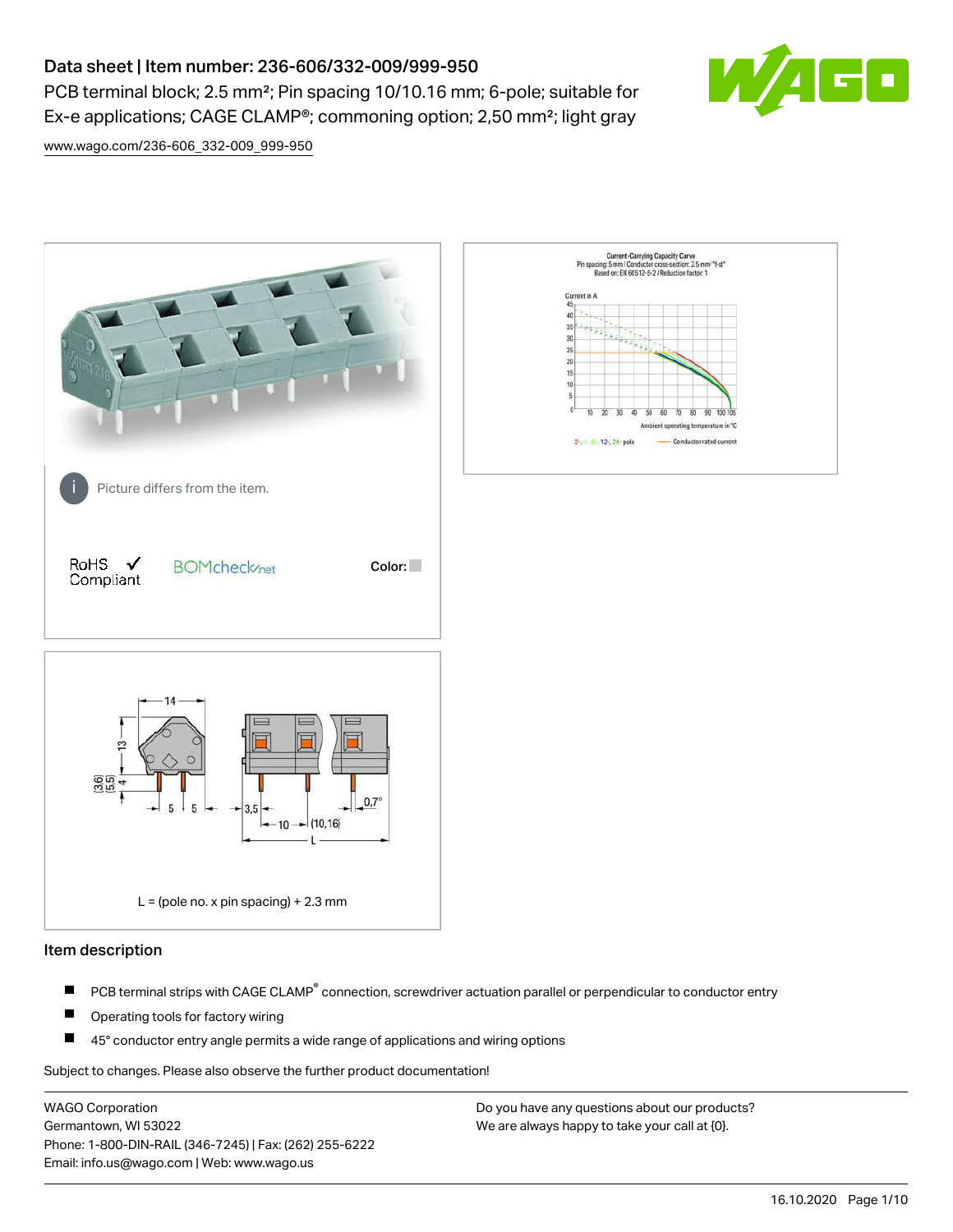# Data sheet | Item number: 236-606/332-009/999-950

PCB terminal block; 2.5 mm²; Pin spacing 10/10.16 mm; 6-pole; suitable for Ex-e applications; CAGE CLAMP®; commoning option; 2,50 mm²; light gray

www.wago.com/236-606_332-009_999-950

Picture differs from the item.

RoHS ✓ Compliant

BOMcheck.net

Color:

L = (pole no. x pin spacing) + 2.3 mm

## Item description

- PCB terminal strips with CAGE CLAMP® connection, screwdriver actuation parallel or perpendicular to conductor entry
- Operating tools for factory wiring
- 45° conductor entry angle permits a wide range of applications and wiring options

Subject to changes. Please also observe the further product documentation!

WAGO Corporation
Germantown, WI 53022
Phone: 1-800-DIN-RAIL (346-7245) | Fax: (262) 255-6222
Email: info.us@wago.com | Web: www.wago.us

Do you have any questions about our products?
We are always happy to take your call at {0}.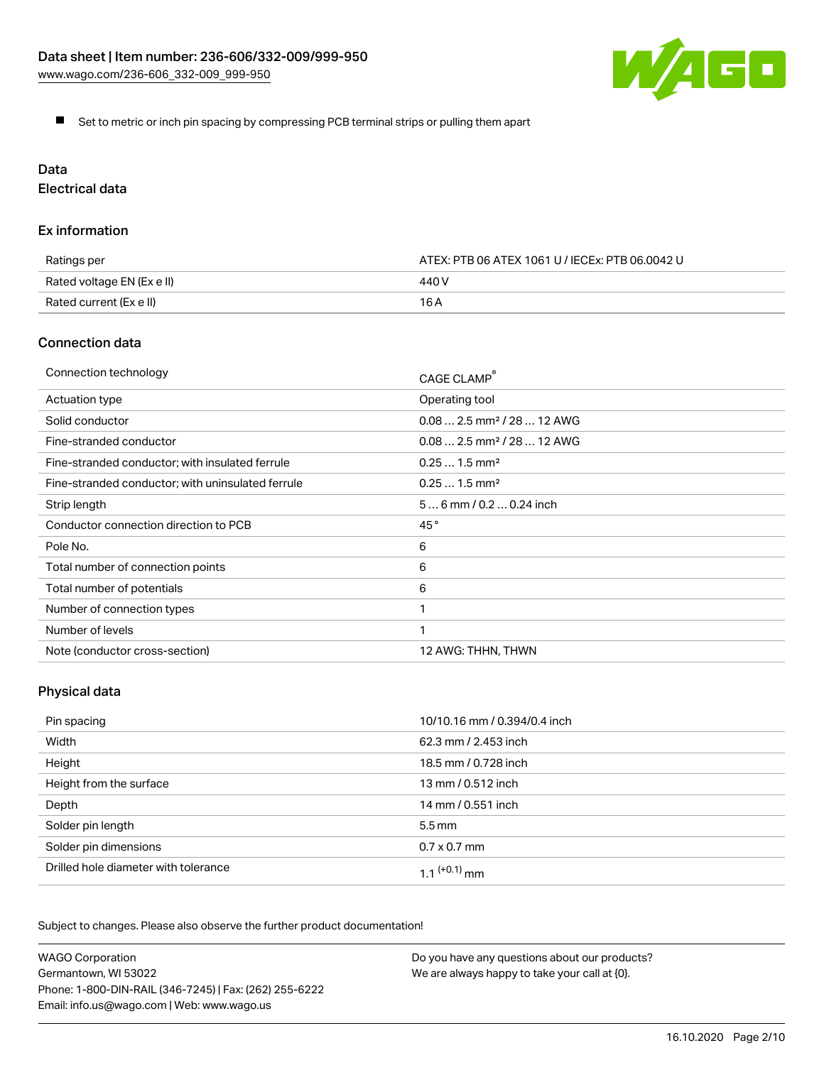- Set to metric or inch pin spacing by compressing PCB terminal strips or pulling them apart

## Data

### Electrical data

#### Ex information

| | |
|---|---|
| Ratings per | ATEX: PTB 06 ATEX 1061 U / IECEx: PTB 06.0042 U |
| Rated voltage EN (Ex e II) | 440 V |
| Rated current (Ex e II) | 16 A |

#### Connection data

| | |
|---|---|
| Connection technology | CAGE CLAMP® |
| Actuation type | Operating tool |
| Solid conductor | 0.08 … 2.5 mm² / 28 … 12 AWG |
| Fine-stranded conductor | 0.08 … 2.5 mm² / 28 … 12 AWG |
| Fine-stranded conductor; with insulated ferrule | 0.25 … 1.5 mm² |
| Fine-stranded conductor; with uninsulated ferrule | 0.25 … 1.5 mm² |
| Strip length | 5 … 6 mm / 0.2 … 0.24 inch |
| Conductor connection direction to PCB | 45 ° |
| Pole No. | 6 |
| Total number of connection points | 6 |
| Total number of potentials | 6 |
| Number of connection types | 1 |
| Number of levels | 1 |
| Note (conductor cross-section) | 12 AWG: THHN, THWN |

#### Physical data

| | |
|---|---|
| Pin spacing | 10/10.16 mm / 0.394/0.4 inch |
| Width | 62.3 mm / 2.453 inch |
| Height | 18.5 mm / 0.728 inch |
| Height from the surface | 13 mm / 0.512 inch |
| Depth | 14 mm / 0.551 inch |
| Solder pin length | 5.5 mm |
| Solder pin dimensions | 0.7 x 0.7 mm |
| Drilled hole diameter with tolerance | 1.1 $^{(+0.1)}$ mm |

Subject to changes. Please also observe the further product documentation!

WAGO Corporation
Germantown, WI 53022
Phone: 1-800-DIN-RAIL (346-7245) | Fax: (262) 255-6222
Email: info.us@wago.com | Web: www.wago.us

Do you have any questions about our products?
We are always happy to take your call at {0}.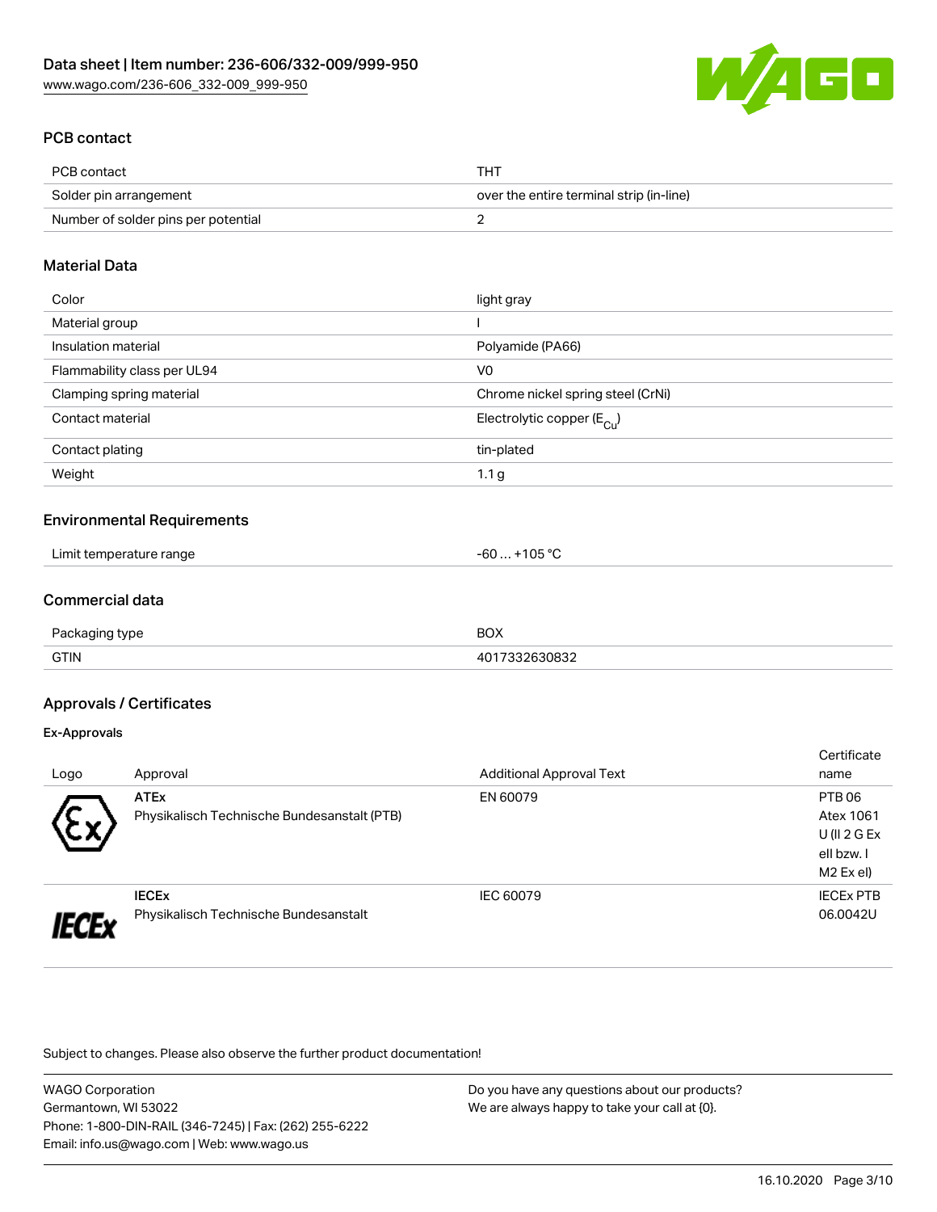## PCB contact

| PCB contact | THT |
|---|---|
| Solder pin arrangement | over the entire terminal strip (in-line) |
| Number of solder pins per potential | 2 |

## Material Data

| Color | light gray |
|---|---|
| Material group | I |
| Insulation material | Polyamide (PA66) |
| Flammability class per UL94 | V0 |
| Clamping spring material | Chrome nickel spring steel (CrNi) |
| Contact material | Electrolytic copper ($E_{Cu}$) |
| Contact plating | tin-plated |
| Weight | 1.1 g |

## Environmental Requirements

| Limit temperature range | -60 … +105 °C |
|---|---|

## Commercial data

| Packaging type | BOX |
|---|---|
| GTIN | 4017332630832 |

## Approvals / Certificates

### Ex-Approvals

| Logo | Approval | Additional Approval Text | Certificate name |
|---|---|---|---|
| | **ATEx** Physikalisch Technische Bundesanstalt (PTB) | EN 60079 | PTB 06 Atex 1061 U (II 2 G Ex ell bzw. I M2 Ex el) |
| | **IECEx** Physikalisch Technische Bundesanstalt | IEC 60079 | IECEx PTB 06.0042U |

Subject to changes. Please also observe the further product documentation!

WAGO Corporation
Germantown, WI 53022
Phone: 1-800-DIN-RAIL (346-7245) | Fax: (262) 255-6222
Email: info.us@wago.com | Web: www.wago.us

Do you have any questions about our products?
We are always happy to take your call at {0}.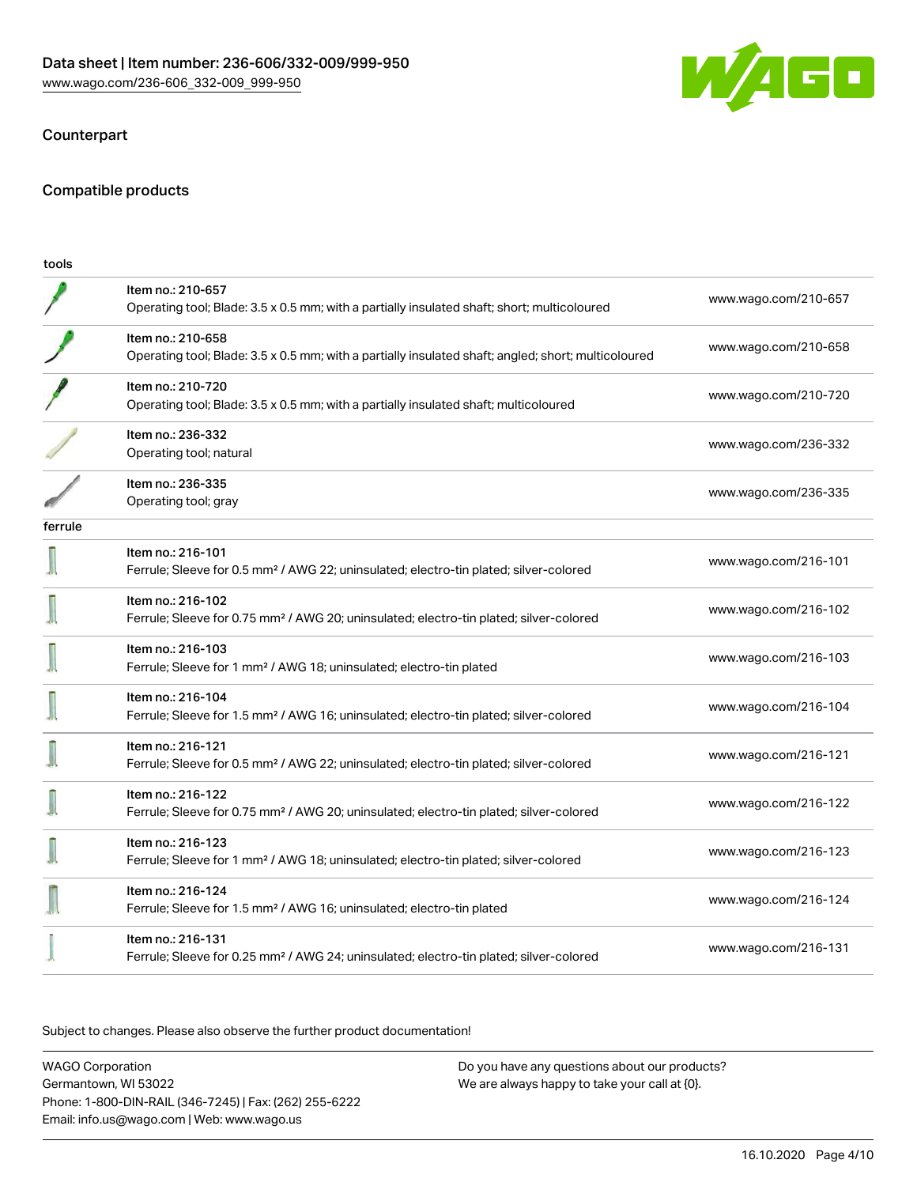## Counterpart

## Compatible products

| tools | | |
|---|---|---|
| | Item no.: 210-657<br>Operating tool; Blade: 3.5 x 0.5 mm; with a partially insulated shaft; short; multicoloured | www.wago.com/210-657 |
| | Item no.: 210-658<br>Operating tool; Blade: 3.5 x 0.5 mm; with a partially insulated shaft; angled; short; multicoloured | www.wago.com/210-658 |
| | Item no.: 210-720<br>Operating tool; Blade: 3.5 x 0.5 mm; with a partially insulated shaft; multicoloured | www.wago.com/210-720 |
| | Item no.: 236-332<br>Operating tool; natural | www.wago.com/236-332 |
| | Item no.: 236-335<br>Operating tool; gray | www.wago.com/236-335 |

| ferrule | | |
|---|---|---|
| | Item no.: 216-101<br>Ferrule; Sleeve for 0.5 mm² / AWG 22; uninsulated; electro-tin plated; silver-colored | www.wago.com/216-101 |
| | Item no.: 216-102<br>Ferrule; Sleeve for 0.75 mm² / AWG 20; uninsulated; electro-tin plated; silver-colored | www.wago.com/216-102 |
| | Item no.: 216-103<br>Ferrule; Sleeve for 1 mm² / AWG 18; uninsulated; electro-tin plated | www.wago.com/216-103 |
| | Item no.: 216-104<br>Ferrule; Sleeve for 1.5 mm² / AWG 16; uninsulated; electro-tin plated; silver-colored | www.wago.com/216-104 |
| | Item no.: 216-121<br>Ferrule; Sleeve for 0.5 mm² / AWG 22; uninsulated; electro-tin plated; silver-colored | www.wago.com/216-121 |
| | Item no.: 216-122<br>Ferrule; Sleeve for 0.75 mm² / AWG 20; uninsulated; electro-tin plated; silver-colored | www.wago.com/216-122 |
| | Item no.: 216-123<br>Ferrule; Sleeve for 1 mm² / AWG 18; uninsulated; electro-tin plated; silver-colored | www.wago.com/216-123 |
| | Item no.: 216-124<br>Ferrule; Sleeve for 1.5 mm² / AWG 16; uninsulated; electro-tin plated | www.wago.com/216-124 |
| | Item no.: 216-131<br>Ferrule; Sleeve for 0.25 mm² / AWG 24; uninsulated; electro-tin plated; silver-colored | www.wago.com/216-131 |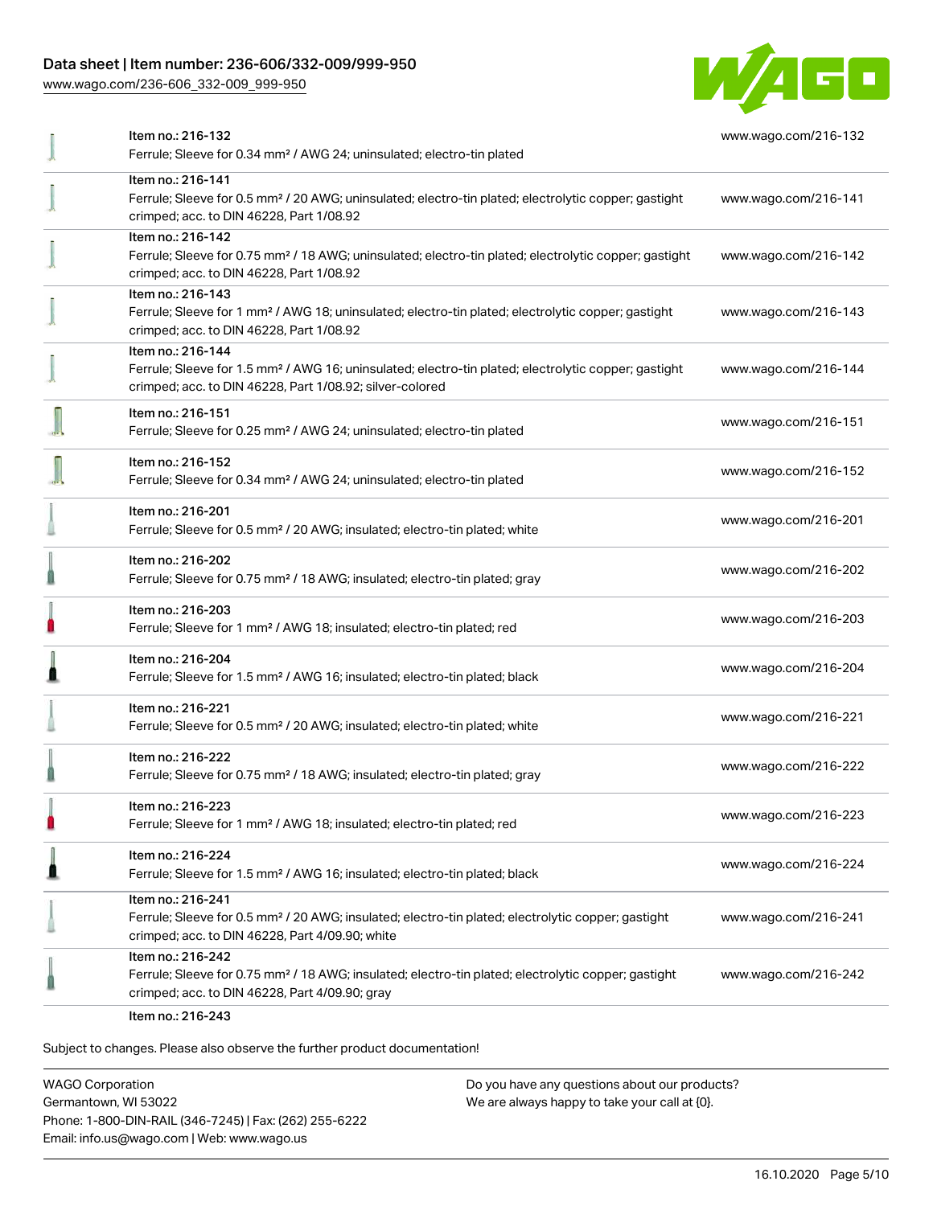| Item | Description | Link |
| --- | --- | --- |
| Item no.: 216-132 | Ferrule; Sleeve for 0.34 mm² / AWG 24; uninsulated; electro-tin plated | www.wago.com/216-132 |
| Item no.: 216-141 | Ferrule; Sleeve for 0.5 mm² / 20 AWG; uninsulated; electro-tin plated; electrolytic copper; gastight crimped; acc. to DIN 46228, Part 1/08.92 | www.wago.com/216-141 |
| Item no.: 216-142 | Ferrule; Sleeve for 0.75 mm² / 18 AWG; uninsulated; electro-tin plated; electrolytic copper; gastight crimped; acc. to DIN 46228, Part 1/08.92 | www.wago.com/216-142 |
| Item no.: 216-143 | Ferrule; Sleeve for 1 mm² / AWG 18; uninsulated; electro-tin plated; electrolytic copper; gastight crimped; acc. to DIN 46228, Part 1/08.92 | www.wago.com/216-143 |
| Item no.: 216-144 | Ferrule; Sleeve for 1.5 mm² / AWG 16; uninsulated; electro-tin plated; electrolytic copper; gastight crimped; acc. to DIN 46228, Part 1/08.92; silver-colored | www.wago.com/216-144 |
| Item no.: 216-151 | Ferrule; Sleeve for 0.25 mm² / AWG 24; uninsulated; electro-tin plated | www.wago.com/216-151 |
| Item no.: 216-152 | Ferrule; Sleeve for 0.34 mm² / AWG 24; uninsulated; electro-tin plated | www.wago.com/216-152 |
| Item no.: 216-201 | Ferrule; Sleeve for 0.5 mm² / 20 AWG; insulated; electro-tin plated; white | www.wago.com/216-201 |
| Item no.: 216-202 | Ferrule; Sleeve for 0.75 mm² / 18 AWG; insulated; electro-tin plated; gray | www.wago.com/216-202 |
| Item no.: 216-203 | Ferrule; Sleeve for 1 mm² / AWG 18; insulated; electro-tin plated; red | www.wago.com/216-203 |
| Item no.: 216-204 | Ferrule; Sleeve for 1.5 mm² / AWG 16; insulated; electro-tin plated; black | www.wago.com/216-204 |
| Item no.: 216-221 | Ferrule; Sleeve for 0.5 mm² / 20 AWG; insulated; electro-tin plated; white | www.wago.com/216-221 |
| Item no.: 216-222 | Ferrule; Sleeve for 0.75 mm² / 18 AWG; insulated; electro-tin plated; gray | www.wago.com/216-222 |
| Item no.: 216-223 | Ferrule; Sleeve for 1 mm² / AWG 18; insulated; electro-tin plated; red | www.wago.com/216-223 |
| Item no.: 216-224 | Ferrule; Sleeve for 1.5 mm² / AWG 16; insulated; electro-tin plated; black | www.wago.com/216-224 |
| Item no.: 216-241 | Ferrule; Sleeve for 0.5 mm² / 20 AWG; insulated; electro-tin plated; electrolytic copper; gastight crimped; acc. to DIN 46228, Part 4/09.90; white | www.wago.com/216-241 |
| Item no.: 216-242 | Ferrule; Sleeve for 0.75 mm² / 18 AWG; insulated; electro-tin plated; electrolytic copper; gastight crimped; acc. to DIN 46228, Part 4/09.90; gray | www.wago.com/216-242 |
| Item no.: 216-243 | | |

Subject to changes. Please also observe the further product documentation!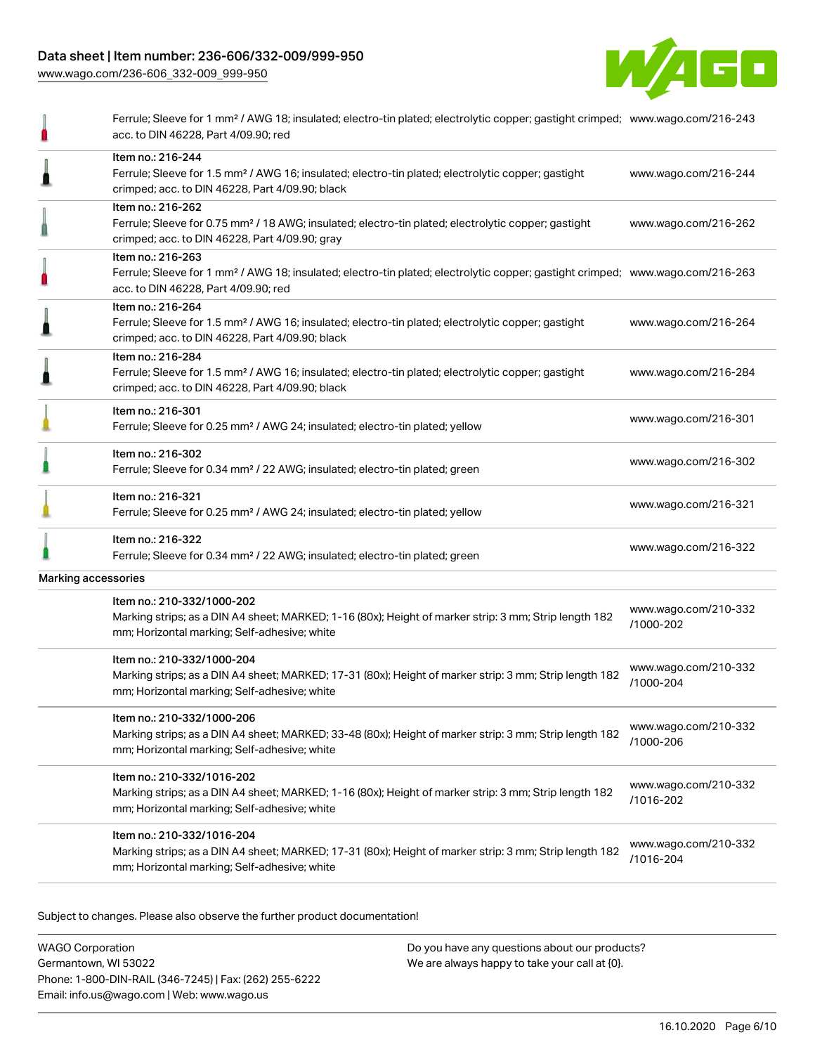| | | |
|---|---|---|
| | Ferrule; Sleeve for 1 mm² / AWG 18; insulated; electro-tin plated; electrolytic copper; gastight crimped; acc. to DIN 46228, Part 4/09.90; red | www.wago.com/216-243 |
| | Item no.: 216-244<br>Ferrule; Sleeve for 1.5 mm² / AWG 16; insulated; electro-tin plated; electrolytic copper; gastight crimped; acc. to DIN 46228, Part 4/09.90; black | www.wago.com/216-244 |
| | Item no.: 216-262<br>Ferrule; Sleeve for 0.75 mm² / 18 AWG; insulated; electro-tin plated; electrolytic copper; gastight crimped; acc. to DIN 46228, Part 4/09.90; gray | www.wago.com/216-262 |
| | Item no.: 216-263<br>Ferrule; Sleeve for 1 mm² / AWG 18; insulated; electro-tin plated; electrolytic copper; gastight crimped; acc. to DIN 46228, Part 4/09.90; red | www.wago.com/216-263 |
| | Item no.: 216-264<br>Ferrule; Sleeve for 1.5 mm² / AWG 16; insulated; electro-tin plated; electrolytic copper; gastight crimped; acc. to DIN 46228, Part 4/09.90; black | www.wago.com/216-264 |
| | Item no.: 216-284<br>Ferrule; Sleeve for 1.5 mm² / AWG 16; insulated; electro-tin plated; electrolytic copper; gastight crimped; acc. to DIN 46228, Part 4/09.90; black | www.wago.com/216-284 |
| | Item no.: 216-301<br>Ferrule; Sleeve for 0.25 mm² / AWG 24; insulated; electro-tin plated; yellow | www.wago.com/216-301 |
| | Item no.: 216-302<br>Ferrule; Sleeve for 0.34 mm² / 22 AWG; insulated; electro-tin plated; green | www.wago.com/216-302 |
| | Item no.: 216-321<br>Ferrule; Sleeve for 0.25 mm² / AWG 24; insulated; electro-tin plated; yellow | www.wago.com/216-321 |
| | Item no.: 216-322<br>Ferrule; Sleeve for 0.34 mm² / 22 AWG; insulated; electro-tin plated; green | www.wago.com/216-322 |
| Marking accessories | | |
| | Item no.: 210-332/1000-202<br>Marking strips; as a DIN A4 sheet; MARKED; 1-16 (80x); Height of marker strip: 3 mm; Strip length 182 mm; Horizontal marking; Self-adhesive; white | www.wago.com/210-332/1000-202 |
| | Item no.: 210-332/1000-204<br>Marking strips; as a DIN A4 sheet; MARKED; 17-31 (80x); Height of marker strip: 3 mm; Strip length 182 mm; Horizontal marking; Self-adhesive; white | www.wago.com/210-332/1000-204 |
| | Item no.: 210-332/1000-206<br>Marking strips; as a DIN A4 sheet; MARKED; 33-48 (80x); Height of marker strip: 3 mm; Strip length 182 mm; Horizontal marking; Self-adhesive; white | www.wago.com/210-332/1000-206 |
| | Item no.: 210-332/1016-202<br>Marking strips; as a DIN A4 sheet; MARKED; 1-16 (80x); Height of marker strip: 3 mm; Strip length 182 mm; Horizontal marking; Self-adhesive; white | www.wago.com/210-332/1016-202 |
| | Item no.: 210-332/1016-204<br>Marking strips; as a DIN A4 sheet; MARKED; 17-31 (80x); Height of marker strip: 3 mm; Strip length 182 mm; Horizontal marking; Self-adhesive; white | www.wago.com/210-332/1016-204 |

Subject to changes. Please also observe the further product documentation!

WAGO Corporation
Germantown, WI 53022
Phone: 1-800-DIN-RAIL (346-7245) | Fax: (262) 255-6222
Email: info.us@wago.com | Web: www.wago.us

Do you have any questions about our products?
We are always happy to take your call at {0}.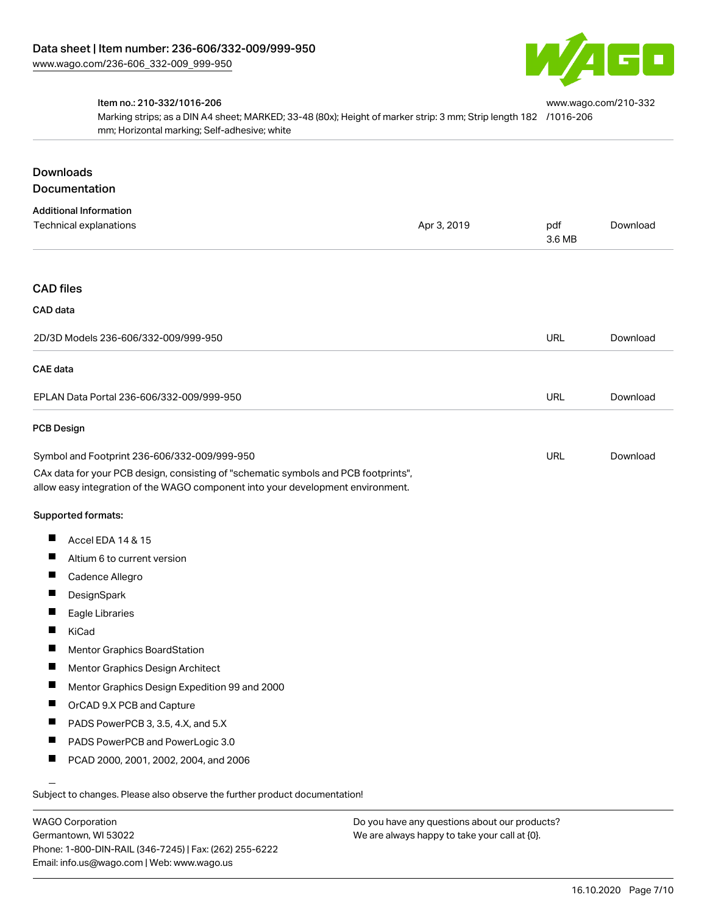Item no.: 210-332/1016-206
Marking strips; as a DIN A4 sheet; MARKED; 33-48 (80x); Height of marker strip: 3 mm; Strip length 182 mm; Horizontal marking; Self-adhesive; white

www.wago.com/210-332/1016-206

## Downloads

### Documentation

**Additional Information**

| Technical explanations | Apr 3, 2019 | pdf 3.6 MB | Download |
| --- | --- | --- | --- |

### CAD files

**CAD data**

| 2D/3D Models 236-606/332-009/999-950 | URL | Download |
| --- | --- | --- |

**CAE data**

| EPLAN Data Portal 236-606/332-009/999-950 | URL | Download |
| --- | --- | --- |

**PCB Design**

| Symbol and Footprint 236-606/332-009/999-950 | URL | Download |
| --- | --- | --- |

CAx data for your PCB design, consisting of "schematic symbols and PCB footprints", allow easy integration of the WAGO component into your development environment.

**Supported formats:**

- Accel EDA 14 & 15
- Altium 6 to current version
- Cadence Allegro
- DesignSpark
- Eagle Libraries
- KiCad
- Mentor Graphics BoardStation
- Mentor Graphics Design Architect
- Mentor Graphics Design Expedition 99 and 2000
- OrCAD 9.X PCB and Capture
- PADS PowerPCB 3, 3.5, 4.X, and 5.X
- PADS PowerPCB and PowerLogic 3.0
- PCAD 2000, 2001, 2002, 2004, and 2006

Subject to changes. Please also observe the further product documentation!

WAGO Corporation
Germantown, WI 53022
Phone: 1-800-DIN-RAIL (346-7245) | Fax: (262) 255-6222
Email: info.us@wago.com | Web: www.wago.us

Do you have any questions about our products?
We are always happy to take your call at {0}.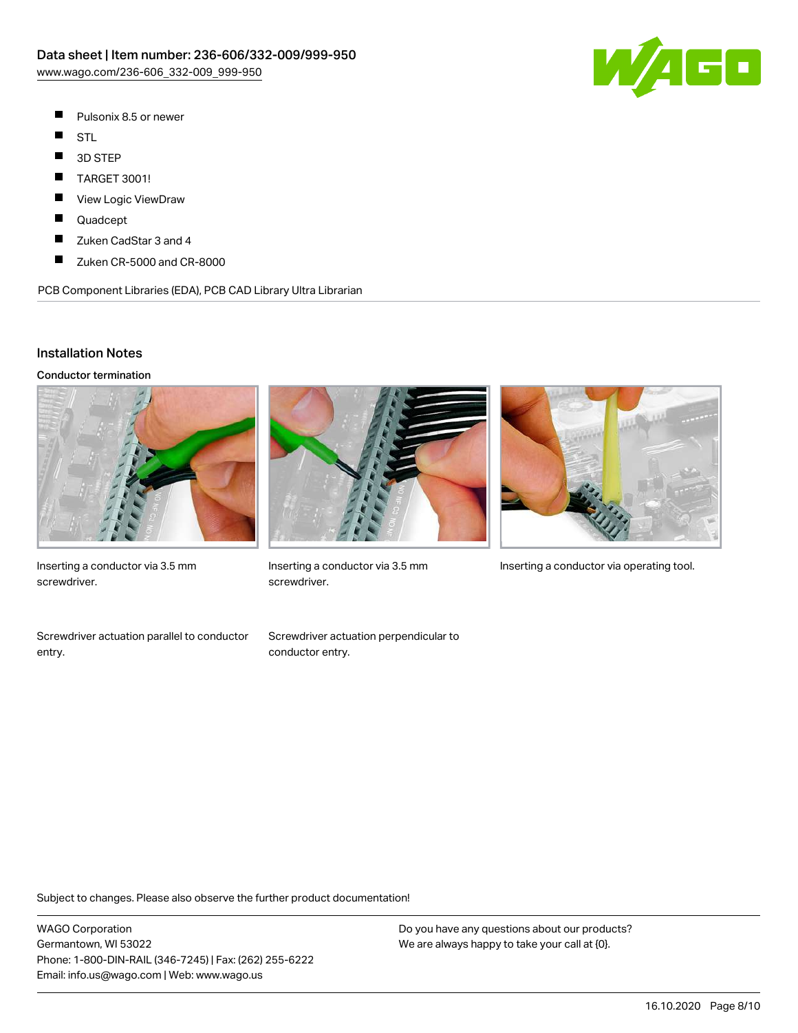- Pulsonix 8.5 or newer
- STL
- 3D STEP
- TARGET 3001!
- View Logic ViewDraw
- Quadcept
- Zuken CadStar 3 and 4
- Zuken CR-5000 and CR-8000

PCB Component Libraries (EDA), PCB CAD Library Ultra Librarian

## Installation Notes

### Conductor termination

Inserting a conductor via 3.5 mm screwdriver.

Inserting a conductor via 3.5 mm screwdriver.

Inserting a conductor via operating tool.

Screwdriver actuation parallel to conductor entry.

Screwdriver actuation perpendicular to conductor entry.

Subject to changes. Please also observe the further product documentation!

WAGO Corporation
Germantown, WI 53022
Phone: 1-800-DIN-RAIL (346-7245) | Fax: (262) 255-6222
Email: info.us@wago.com | Web: www.wago.us

Do you have any questions about our products?
We are always happy to take your call at {0}.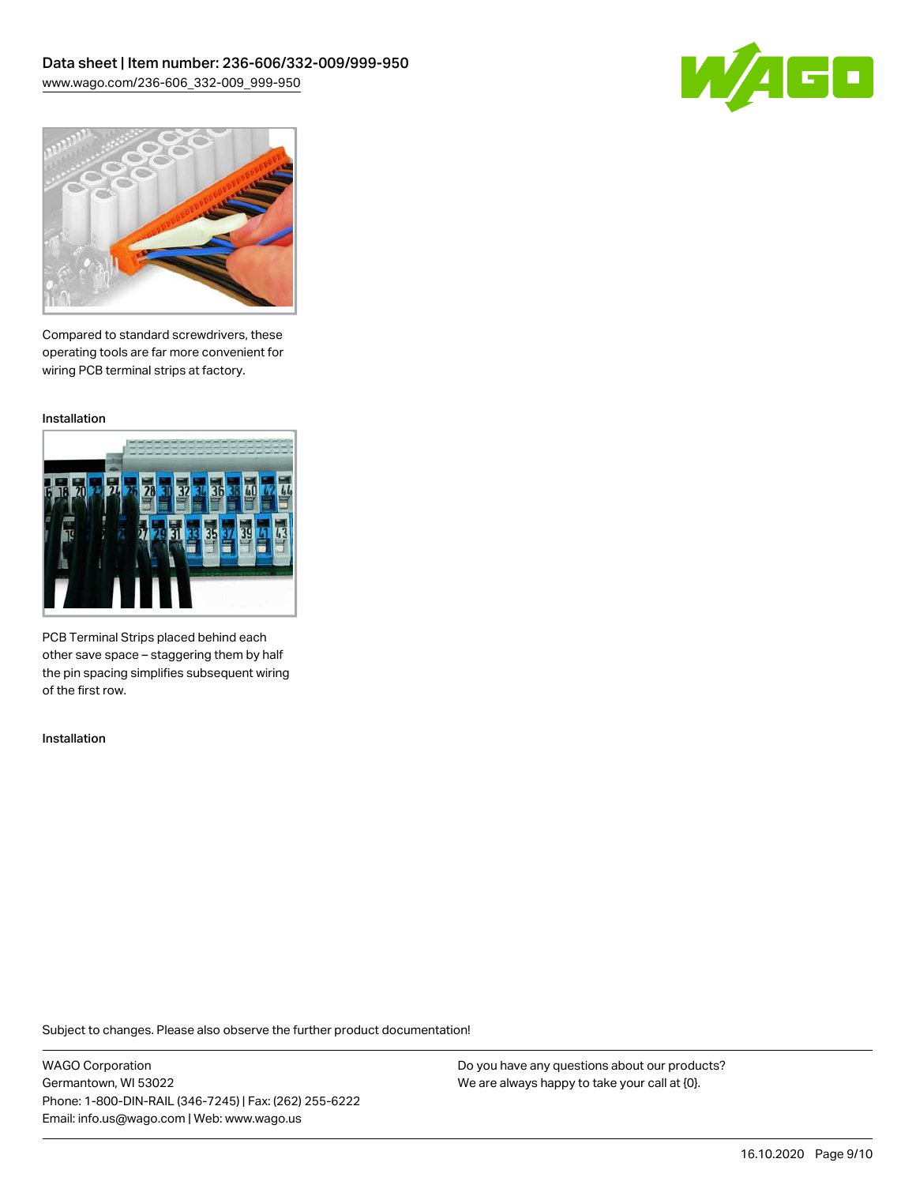Compared to standard screwdrivers, these operating tools are far more convenient for wiring PCB terminal strips at factory.

Installation

PCB Terminal Strips placed behind each other save space – staggering them by half the pin spacing simplifies subsequent wiring of the first row.

Installation

Subject to changes. Please also observe the further product documentation!

WAGO Corporation
Germantown, WI 53022
Phone: 1-800-DIN-RAIL (346-7245) | Fax: (262) 255-6222
Email: info.us@wago.com | Web: www.wago.us

Do you have any questions about our products?
We are always happy to take your call at {0}.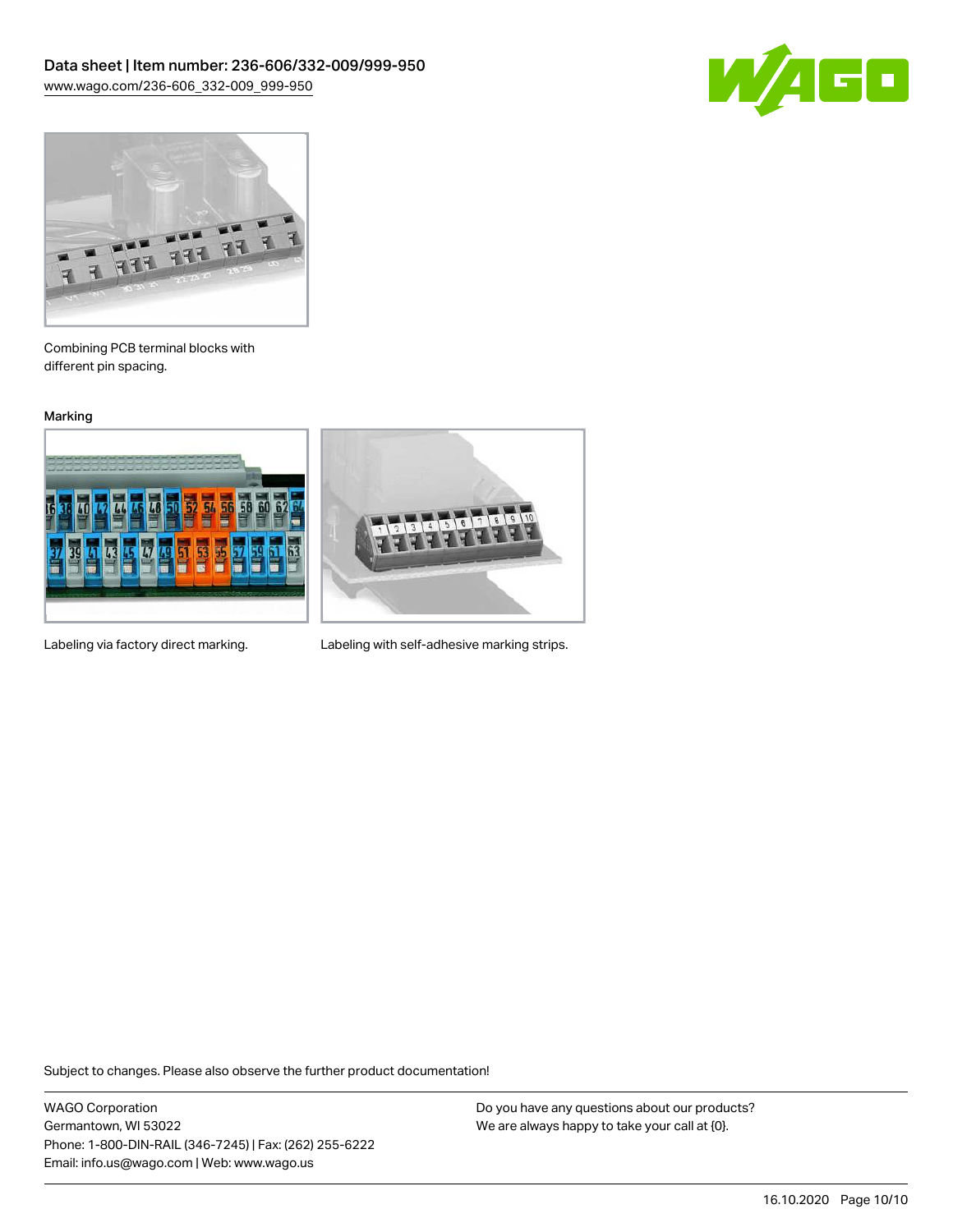Combining PCB terminal blocks with different pin spacing.

Marking

Labeling via factory direct marking.

Labeling with self-adhesive marking strips.

Subject to changes. Please also observe the further product documentation!

WAGO Corporation
Germantown, WI 53022
Phone: 1-800-DIN-RAIL (346-7245) | Fax: (262) 255-6222
Email: info.us@wago.com | Web: www.wago.us

Do you have any questions about our products?
We are always happy to take your call at {0}.